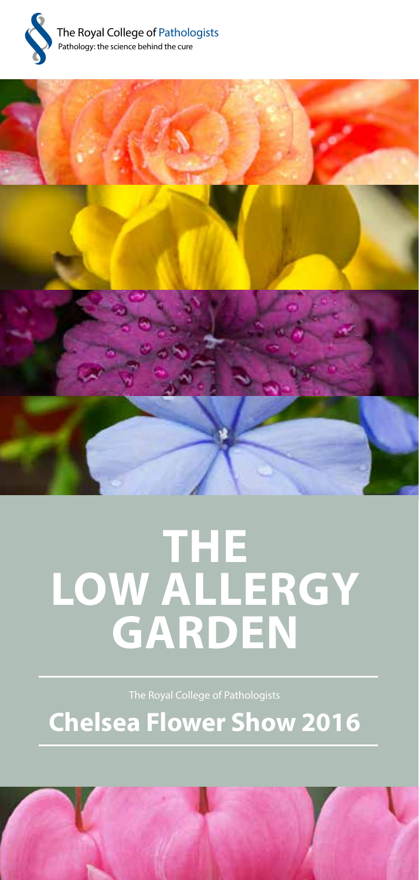The Royal College of Pathologists
Pathology: the science behind the cure

# THE LOW ALLERGY GARDEN

The Royal College of Pathologists

## Chelsea Flower Show 2016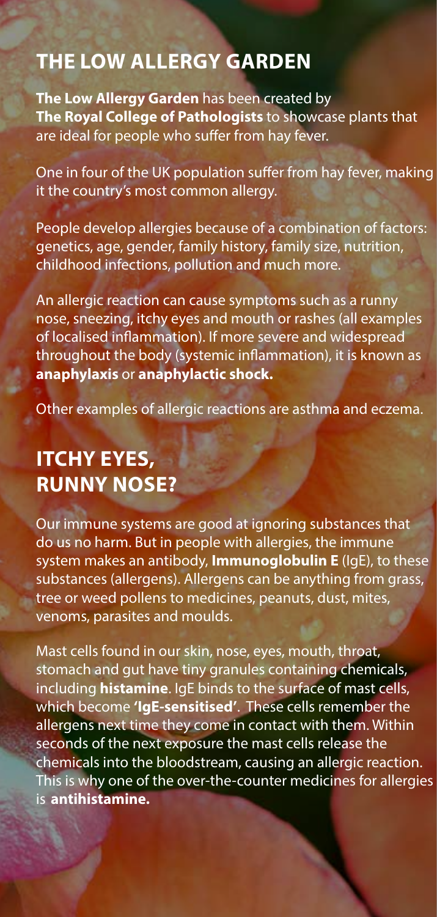## THE LOW ALLERGY GARDEN

**The Low Allergy Garden** has been created by **The Royal College of Pathologists** to showcase plants that are ideal for people who suffer from hay fever.

One in four of the UK population suffer from hay fever, making it the country's most common allergy.

People develop allergies because of a combination of factors: genetics, age, gender, family history, family size, nutrition, childhood infections, pollution and much more.

An allergic reaction can cause symptoms such as a runny nose, sneezing, itchy eyes and mouth or rashes (all examples of localised inflammation). If more severe and widespread throughout the body (systemic inflammation), it is known as **anaphylaxis** or **anaphylactic shock.**

Other examples of allergic reactions are asthma and eczema.

## ITCHY EYES, RUNNY NOSE?

Our immune systems are good at ignoring substances that do us no harm. But in people with allergies, the immune system makes an antibody, **Immunoglobulin E** (IgE), to these substances (allergens). Allergens can be anything from grass, tree or weed pollens to medicines, peanuts, dust, mites, venoms, parasites and moulds.

Mast cells found in our skin, nose, eyes, mouth, throat, stomach and gut have tiny granules containing chemicals, including **histamine**. IgE binds to the surface of mast cells, which become **'IgE-sensitised'**. These cells remember the allergens next time they come in contact with them. Within seconds of the next exposure the mast cells release the chemicals into the bloodstream, causing an allergic reaction. This is why one of the over-the-counter medicines for allergies is **antihistamine.**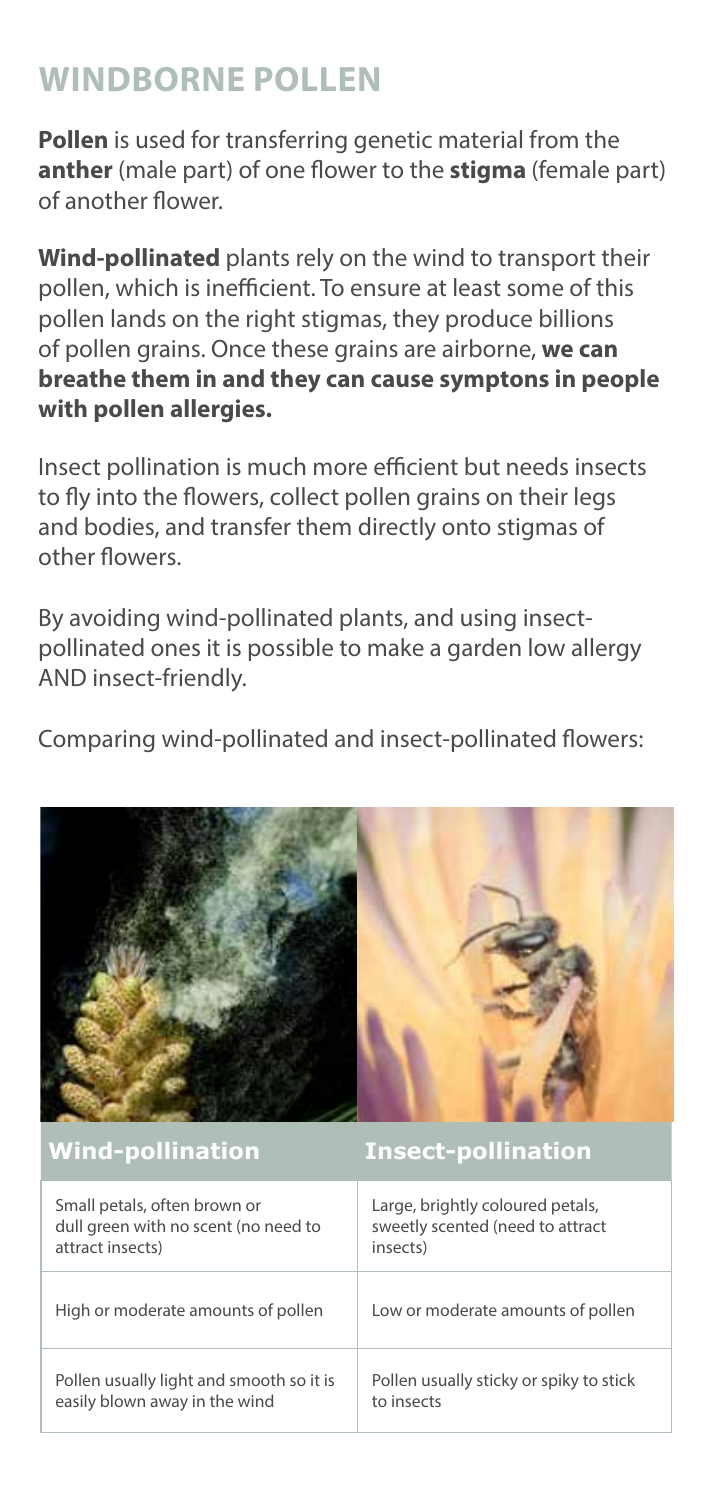## WINDBORNE POLLEN

**Pollen** is used for transferring genetic material from the **anther** (male part) of one flower to the **stigma** (female part) of another flower.

**Wind-pollinated** plants rely on the wind to transport their pollen, which is inefficient. To ensure at least some of this pollen lands on the right stigmas, they produce billions of pollen grains. Once these grains are airborne, **we can breathe them in and they can cause symptons in people with pollen allergies.**

Insect pollination is much more efficient but needs insects to fly into the flowers, collect pollen grains on their legs and bodies, and transfer them directly onto stigmas of other flowers.

By avoiding wind-pollinated plants, and using insect-pollinated ones it is possible to make a garden low allergy AND insect-friendly.

Comparing wind-pollinated and insect-pollinated flowers:

| Wind-pollination | Insect-pollination |
|---|---|
| Small petals, often brown or dull green with no scent (no need to attract insects) | Large, brightly coloured petals, sweetly scented (need to attract insects) |
| High or moderate amounts of pollen | Low or moderate amounts of pollen |
| Pollen usually light and smooth so it is easily blown away in the wind | Pollen usually sticky or spiky to stick to insects |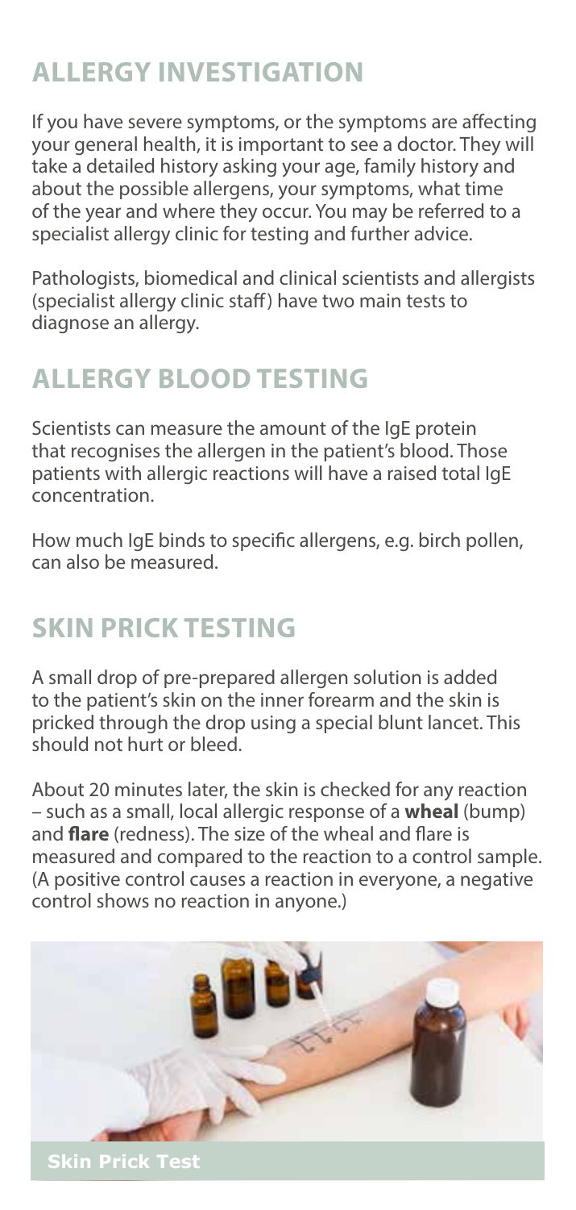## ALLERGY INVESTIGATION

If you have severe symptoms, or the symptoms are affecting your general health, it is important to see a doctor. They will take a detailed history asking your age, family history and about the possible allergens, your symptoms, what time of the year and where they occur. You may be referred to a specialist allergy clinic for testing and further advice.

Pathologists, biomedical and clinical scientists and allergists (specialist allergy clinic staff) have two main tests to diagnose an allergy.

## ALLERGY BLOOD TESTING

Scientists can measure the amount of the IgE protein that recognises the allergen in the patient's blood. Those patients with allergic reactions will have a raised total IgE concentration.

How much IgE binds to specific allergens, e.g. birch pollen, can also be measured.

## SKIN PRICK TESTING

A small drop of pre-prepared allergen solution is added to the patient's skin on the inner forearm and the skin is pricked through the drop using a special blunt lancet. This should not hurt or bleed.

About 20 minutes later, the skin is checked for any reaction – such as a small, local allergic response of a **wheal** (bump) and **flare** (redness). The size of the wheal and flare is measured and compared to the reaction to a control sample. (A positive control causes a reaction in everyone, a negative control shows no reaction in anyone.)

**Skin Prick Test**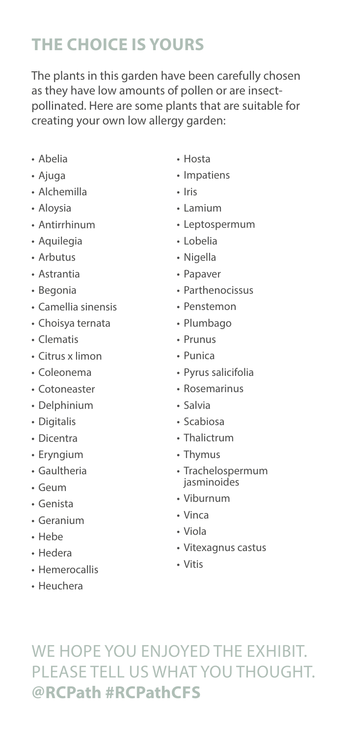## THE CHOICE IS YOURS

The plants in this garden have been carefully chosen as they have low amounts of pollen or are insect-pollinated. Here are some plants that are suitable for creating your own low allergy garden:

- Abelia
- Ajuga
- Alchemilla
- Aloysia
- Antirrhinum
- Aquilegia
- Arbutus
- Astrantia
- Begonia
- Camellia sinensis
- Choisya ternata
- Clematis
- Citrus x limon
- Coleonema
- Cotoneaster
- Delphinium
- Digitalis
- Dicentra
- Eryngium
- Gaultheria
- Geum
- Genista
- Geranium
- Hebe
- Hedera
- Hemerocallis
- Heuchera
- Hosta
- Impatiens
- Iris
- Lamium
- Leptospermum
- Lobelia
- Nigella
- Papaver
- Parthenocissus
- Penstemon
- Plumbago
- Prunus
- Punica
- Pyrus salicifolia
- Rosemarinus
- Salvia
- Scabiosa
- Thalictrum
- Thymus
- Trachelospermum jasminoides
- Viburnum
- Vinca
- Viola
- Vitexagnus castus
- Vitis

WE HOPE YOU ENJOYED THE EXHIBIT. PLEASE TELL US WHAT YOU THOUGHT. **@RCPath #RCPathCFS**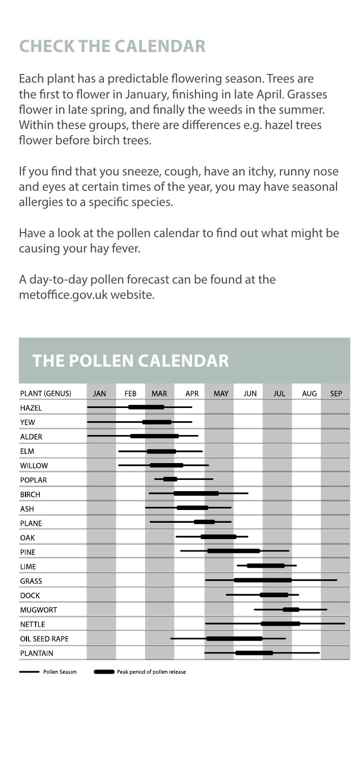## CHECK THE CALENDAR

Each plant has a predictable flowering season. Trees are the first to flower in January, finishing in late April. Grasses flower in late spring, and finally the weeds in the summer. Within these groups, there are differences e.g. hazel trees flower before birch trees.

If you find that you sneeze, cough, have an itchy, runny nose and eyes at certain times of the year, you may have seasonal allergies to a specific species.

Have a look at the pollen calendar to find out what might be causing your hay fever.

A day-to-day pollen forecast can be found at the metoffice.gov.uk website.

## THE POLLEN CALENDAR

| PLANT (GENUS) | JAN | FEB | MAR | APR | MAY | JUN | JUL | AUG | SEP |
|---|---|---|---|---|---|---|---|---|---|
| HAZEL | — | ■ | ■ | — | | | | | |
| YEW | — | ■ | ■ | — | | | | | |
| ALDER | — | ■ | ■ | — | | | | | |
| ELM | | — | ■ | — | | | | | |
| WILLOW | | — | ■ | ■ | — | | | | |
| POPLAR | | | ■ | — | — | | | | |
| BIRCH | | | — | ■ | ■ | — | | | |
| ASH | | | — | ■ | — | | | | |
| PLANE | | | — | ■ | ■ | | | | |
| OAK | | | | ■ | ■ | — | | | |
| PINE | | | | — | ■ | ■ | — | | |
| LIME | | | | | | ■ | ■ | — | |
| GRASS | | | | | — | ■ | ■ | — | — |
| DOCK | | | | | — | ■ | ■ | — | |
| MUGWORT | | | | | | — | ■ | ■ | — |
| NETTLE | | | | | — | ■ | ■ | ■ | — |
| OIL SEED RAPE | | | — | — | ■ | ■ | — | | |
| PLANTAIN | | | | | — | ■ | ■ | — | |

— Pollen Season ■ Peak period of pollen release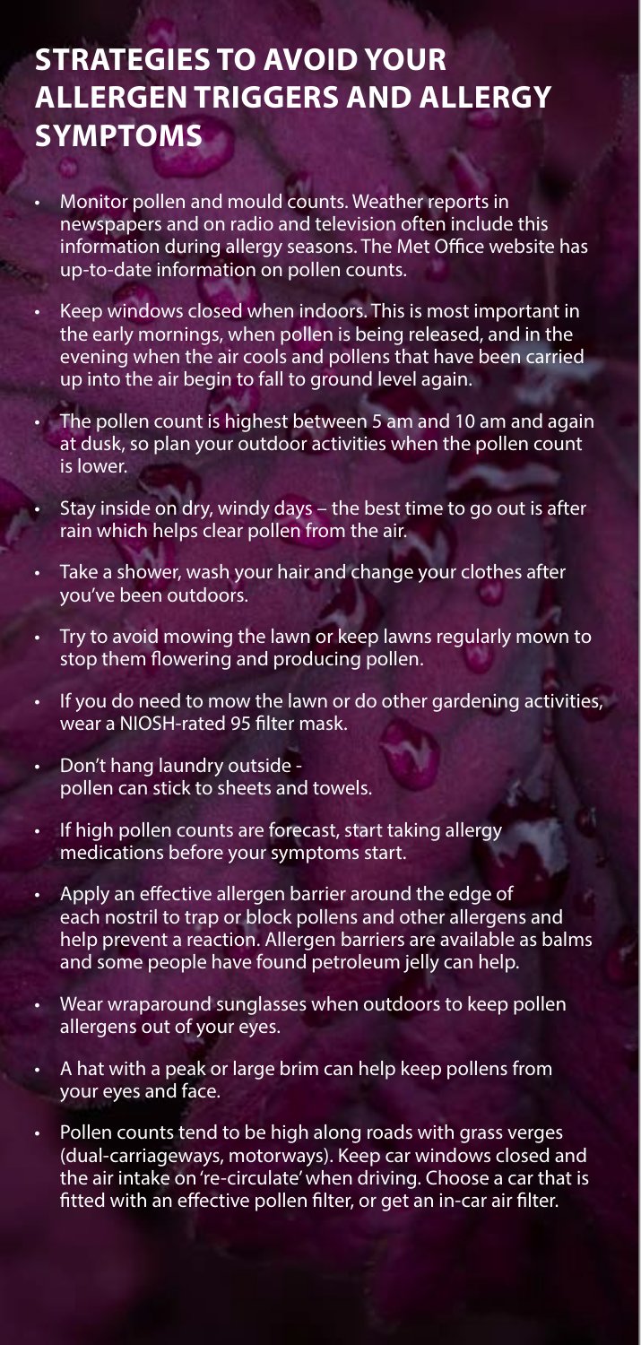## STRATEGIES TO AVOID YOUR ALLERGEN TRIGGERS AND ALLERGY SYMPTOMS

- Monitor pollen and mould counts. Weather reports in newspapers and on radio and television often include this information during allergy seasons. The Met Office website has up-to-date information on pollen counts.
- Keep windows closed when indoors. This is most important in the early mornings, when pollen is being released, and in the evening when the air cools and pollens that have been carried up into the air begin to fall to ground level again.
- The pollen count is highest between 5 am and 10 am and again at dusk, so plan your outdoor activities when the pollen count is lower.
- Stay inside on dry, windy days – the best time to go out is after rain which helps clear pollen from the air.
- Take a shower, wash your hair and change your clothes after you've been outdoors.
- Try to avoid mowing the lawn or keep lawns regularly mown to stop them flowering and producing pollen.
- If you do need to mow the lawn or do other gardening activities, wear a NIOSH-rated 95 filter mask.
- Don't hang laundry outside - pollen can stick to sheets and towels.
- If high pollen counts are forecast, start taking allergy medications before your symptoms start.
- Apply an effective allergen barrier around the edge of each nostril to trap or block pollens and other allergens and help prevent a reaction. Allergen barriers are available as balms and some people have found petroleum jelly can help.
- Wear wraparound sunglasses when outdoors to keep pollen allergens out of your eyes.
- A hat with a peak or large brim can help keep pollens from your eyes and face.
- Pollen counts tend to be high along roads with grass verges (dual-carriageways, motorways). Keep car windows closed and the air intake on 're-circulate' when driving. Choose a car that is fitted with an effective pollen filter, or get an in-car air filter.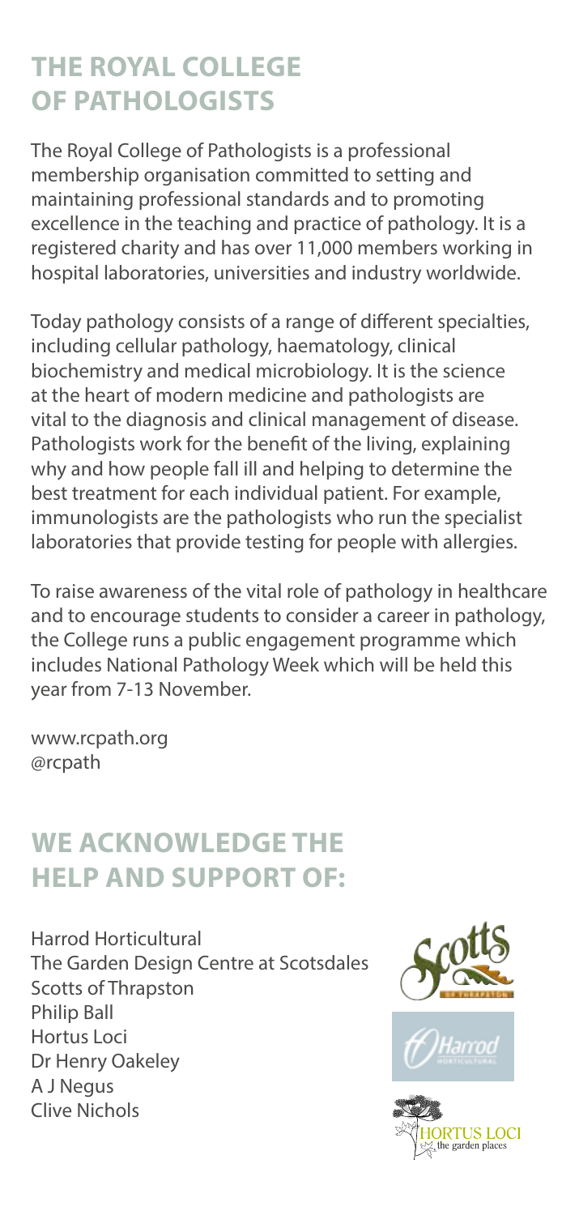## THE ROYAL COLLEGE OF PATHOLOGISTS

The Royal College of Pathologists is a professional membership organisation committed to setting and maintaining professional standards and to promoting excellence in the teaching and practice of pathology. It is a registered charity and has over 11,000 members working in hospital laboratories, universities and industry worldwide.

Today pathology consists of a range of different specialties, including cellular pathology, haematology, clinical biochemistry and medical microbiology. It is the science at the heart of modern medicine and pathologists are vital to the diagnosis and clinical management of disease. Pathologists work for the benefit of the living, explaining why and how people fall ill and helping to determine the best treatment for each individual patient. For example, immunologists are the pathologists who run the specialist laboratories that provide testing for people with allergies.

To raise awareness of the vital role of pathology in healthcare and to encourage students to consider a career in pathology, the College runs a public engagement programme which includes National Pathology Week which will be held this year from 7-13 November.

www.rcpath.org
@rcpath

## WE ACKNOWLEDGE THE HELP AND SUPPORT OF:

Harrod Horticultural
The Garden Design Centre at Scotsdales
Scotts of Thrapston
Philip Ball
Hortus Loci
Dr Henry Oakeley
A J Negus
Clive Nichols